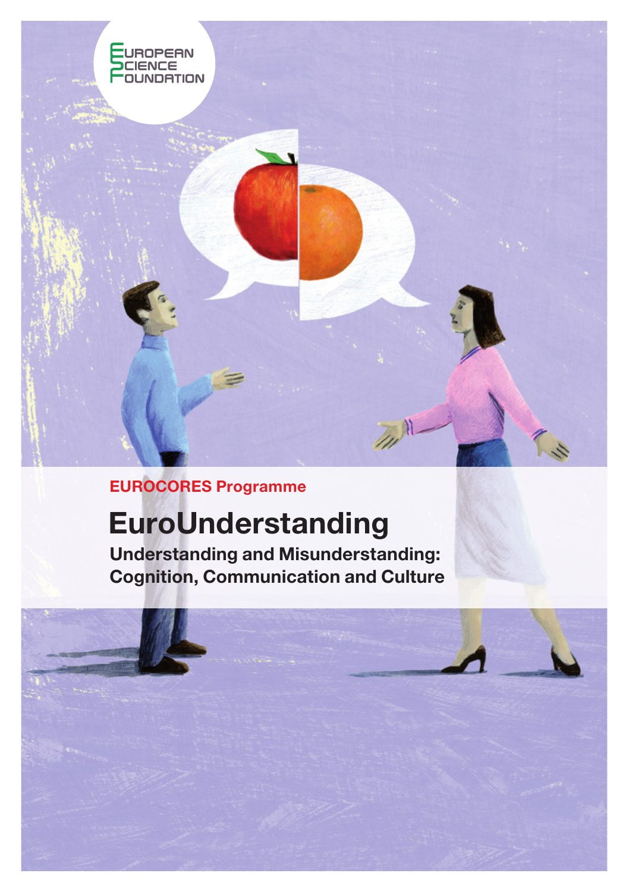EUROPEAN SCIENCE FOUNDATION

EUROCORES Programme

# EuroUnderstanding

## Understanding and Misunderstanding: Cognition, Communication and Culture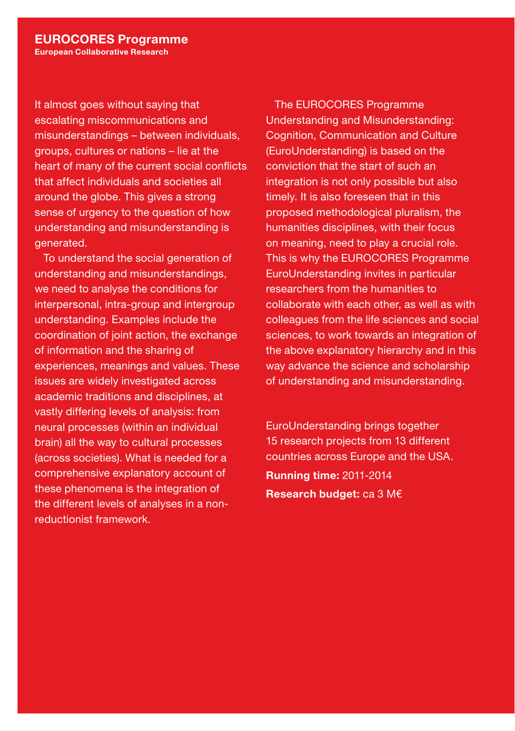It almost goes without saying that escalating miscommunications and misunderstandings – between individuals, groups, cultures or nations – lie at the heart of many of the current social conflicts that affect individuals and societies all around the globe. This gives a strong sense of urgency to the question of how understanding and misunderstanding is generated.

To understand the social generation of understanding and misunderstandings, we need to analyse the conditions for interpersonal, intra-group and intergroup understanding. Examples include the coordination of joint action, the exchange of information and the sharing of experiences, meanings and values. These issues are widely investigated across academic traditions and disciplines, at vastly differing levels of analysis: from neural processes (within an individual brain) all the way to cultural processes (across societies). What is needed for a comprehensive explanatory account of these phenomena is the integration of the different levels of analyses in a non-reductionist framework.

The EUROCORES Programme Understanding and Misunderstanding: Cognition, Communication and Culture (EuroUnderstanding) is based on the conviction that the start of such an integration is not only possible but also timely. It is also foreseen that in this proposed methodological pluralism, the humanities disciplines, with their focus on meaning, need to play a crucial role. This is why the EUROCORES Programme EuroUnderstanding invites in particular researchers from the humanities to collaborate with each other, as well as with colleagues from the life sciences and social sciences, to work towards an integration of the above explanatory hierarchy and in this way advance the science and scholarship of understanding and misunderstanding.

EuroUnderstanding brings together 15 research projects from 13 different countries across Europe and the USA.

**Running time:** 2011-2014

**Research budget:** ca 3 M€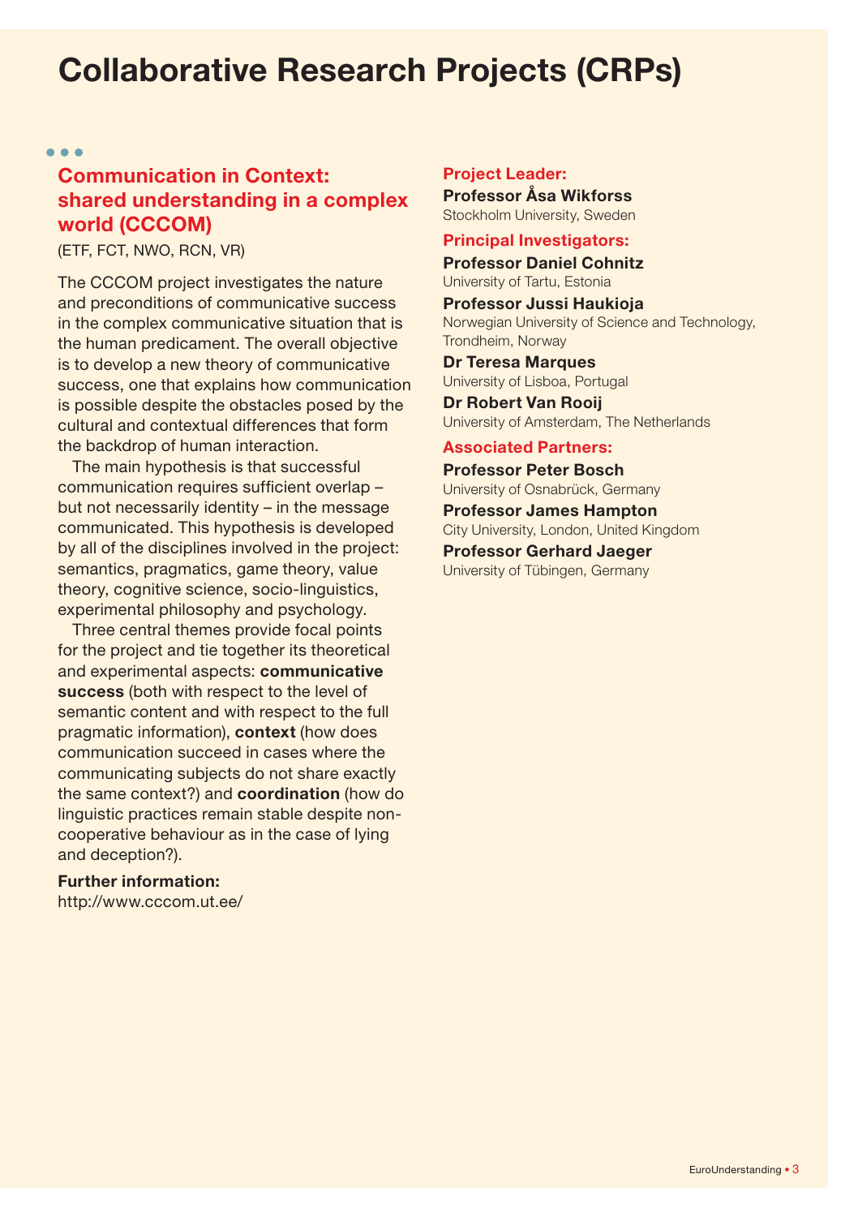# Collaborative Research Projects (CRPs)

## Communication in Context: shared understanding in a complex world (CCCOM)

(ETF, FCT, NWO, RCN, VR)

The CCCOM project investigates the nature and preconditions of communicative success in the complex communicative situation that is the human predicament. The overall objective is to develop a new theory of communicative success, one that explains how communication is possible despite the obstacles posed by the cultural and contextual differences that form the backdrop of human interaction.

The main hypothesis is that successful communication requires sufficient overlap – but not necessarily identity – in the message communicated. This hypothesis is developed by all of the disciplines involved in the project: semantics, pragmatics, game theory, value theory, cognitive science, socio-linguistics, experimental philosophy and psychology.

Three central themes provide focal points for the project and tie together its theoretical and experimental aspects: **communicative success** (both with respect to the level of semantic content and with respect to the full pragmatic information), **context** (how does communication succeed in cases where the communicating subjects do not share exactly the same context?) and **coordination** (how do linguistic practices remain stable despite non-cooperative behaviour as in the case of lying and deception?).

**Further information:**
http://www.cccom.ut.ee/

### Project Leader:

**Professor Åsa Wikforss**
Stockholm University, Sweden

### Principal Investigators:

**Professor Daniel Cohnitz**
University of Tartu, Estonia

**Professor Jussi Haukioja**
Norwegian University of Science and Technology, Trondheim, Norway

**Dr Teresa Marques**
University of Lisboa, Portugal

**Dr Robert Van Rooij**
University of Amsterdam, The Netherlands

### Associated Partners:

**Professor Peter Bosch**
University of Osnabrück, Germany

**Professor James Hampton**
City University, London, United Kingdom

**Professor Gerhard Jaeger**
University of Tübingen, Germany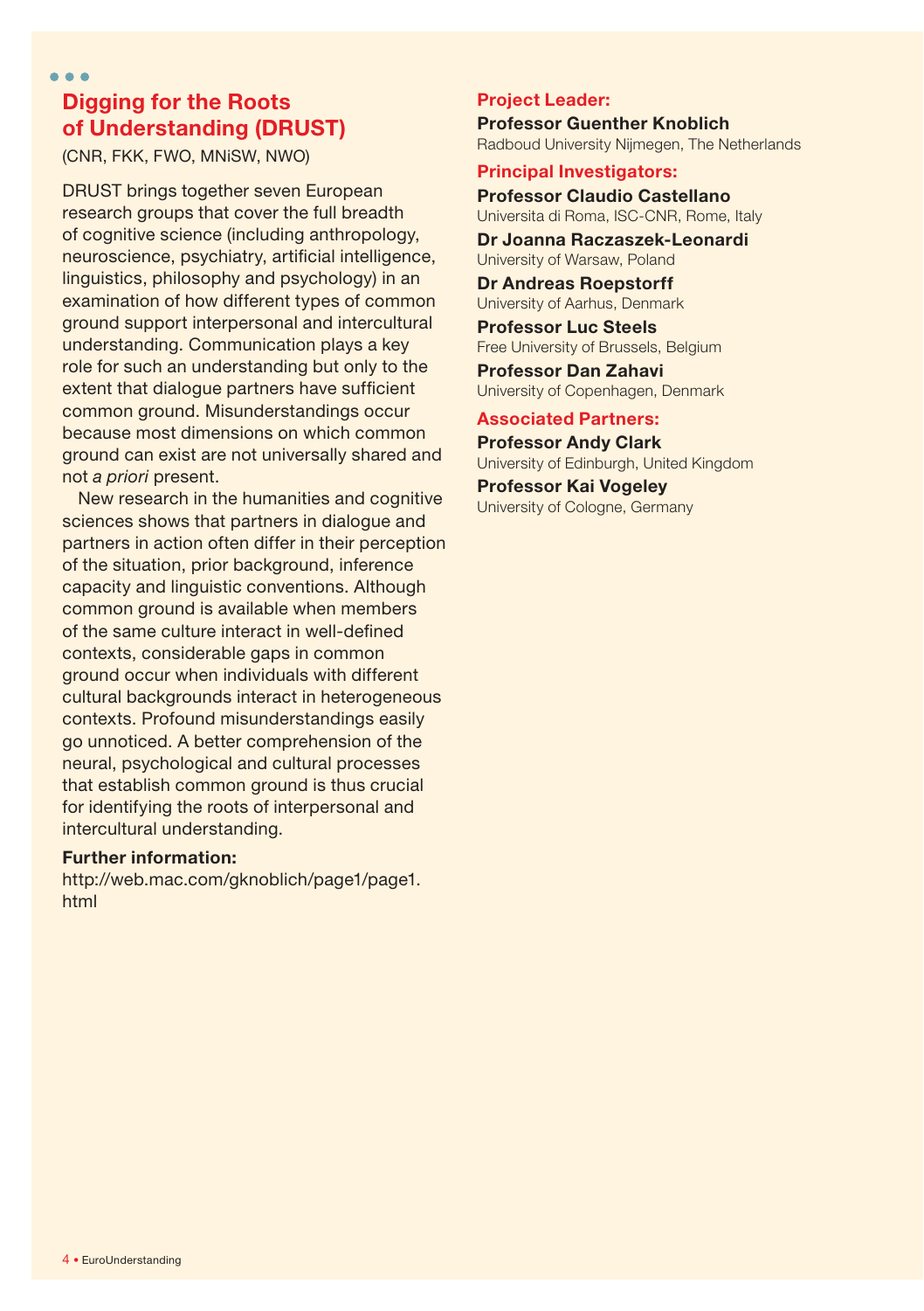## Digging for the Roots of Understanding (DRUST)

(CNR, FKK, FWO, MNiSW, NWO)

DRUST brings together seven European research groups that cover the full breadth of cognitive science (including anthropology, neuroscience, psychiatry, artificial intelligence, linguistics, philosophy and psychology) in an examination of how different types of common ground support interpersonal and intercultural understanding. Communication plays a key role for such an understanding but only to the extent that dialogue partners have sufficient common ground. Misunderstandings occur because most dimensions on which common ground can exist are not universally shared and not *a priori* present.

New research in the humanities and cognitive sciences shows that partners in dialogue and partners in action often differ in their perception of the situation, prior background, inference capacity and linguistic conventions. Although common ground is available when members of the same culture interact in well-defined contexts, considerable gaps in common ground occur when individuals with different cultural backgrounds interact in heterogeneous contexts. Profound misunderstandings easily go unnoticed. A better comprehension of the neural, psychological and cultural processes that establish common ground is thus crucial for identifying the roots of interpersonal and intercultural understanding.

**Further information:**
http://web.mac.com/gknoblich/page1/page1.html

### Project Leader:

**Professor Guenther Knoblich**
Radboud University Nijmegen, The Netherlands

### Principal Investigators:

**Professor Claudio Castellano**
Universita di Roma, ISC-CNR, Rome, Italy

**Dr Joanna Raczaszek-Leonardi**
University of Warsaw, Poland

**Dr Andreas Roepstorff**
University of Aarhus, Denmark

**Professor Luc Steels**
Free University of Brussels, Belgium

**Professor Dan Zahavi**
University of Copenhagen, Denmark

### Associated Partners:

**Professor Andy Clark**
University of Edinburgh, United Kingdom

**Professor Kai Vogeley**
University of Cologne, Germany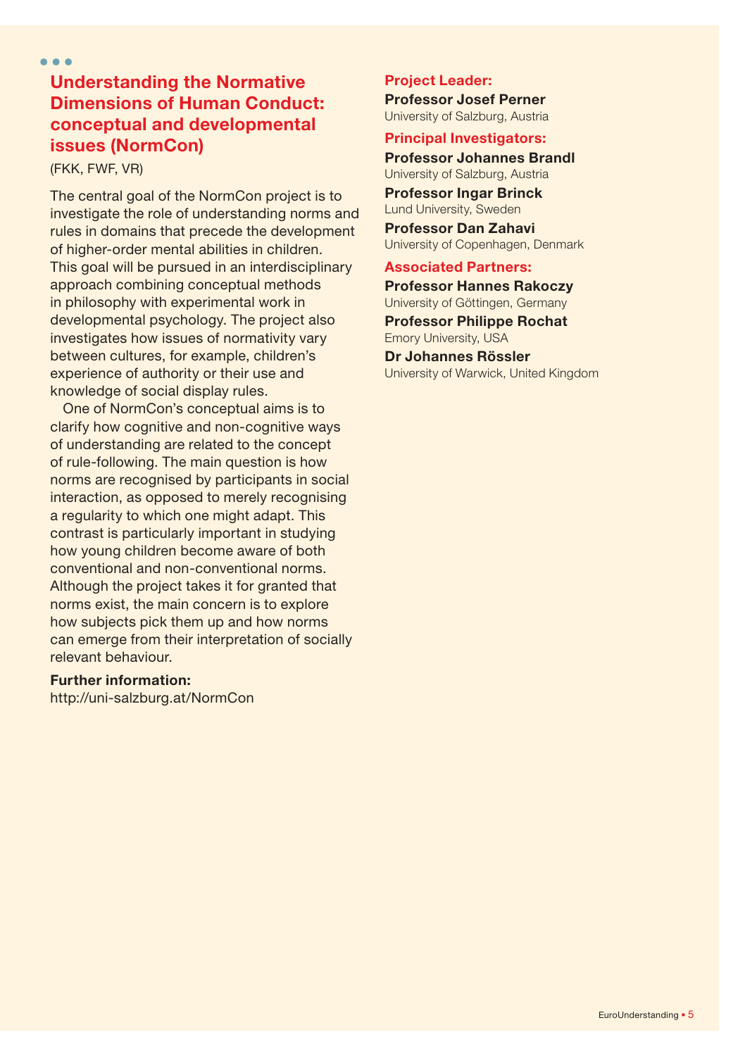## Understanding the Normative Dimensions of Human Conduct: conceptual and developmental issues (NormCon)

(FKK, FWF, VR)

The central goal of the NormCon project is to investigate the role of understanding norms and rules in domains that precede the development of higher-order mental abilities in children. This goal will be pursued in an interdisciplinary approach combining conceptual methods in philosophy with experimental work in developmental psychology. The project also investigates how issues of normativity vary between cultures, for example, children's experience of authority or their use and knowledge of social display rules.

One of NormCon's conceptual aims is to clarify how cognitive and non-cognitive ways of understanding are related to the concept of rule-following. The main question is how norms are recognised by participants in social interaction, as opposed to merely recognising a regularity to which one might adapt. This contrast is particularly important in studying how young children become aware of both conventional and non-conventional norms. Although the project takes it for granted that norms exist, the main concern is to explore how subjects pick them up and how norms can emerge from their interpretation of socially relevant behaviour.

**Further information:**
http://uni-salzburg.at/NormCon

**Project Leader:**

**Professor Josef Perner**
University of Salzburg, Austria

**Principal Investigators:**

**Professor Johannes Brandl**
University of Salzburg, Austria

**Professor Ingar Brinck**
Lund University, Sweden

**Professor Dan Zahavi**
University of Copenhagen, Denmark

**Associated Partners:**

**Professor Hannes Rakoczy**
University of Göttingen, Germany

**Professor Philippe Rochat**
Emory University, USA

**Dr Johannes Rössler**
University of Warwick, United Kingdom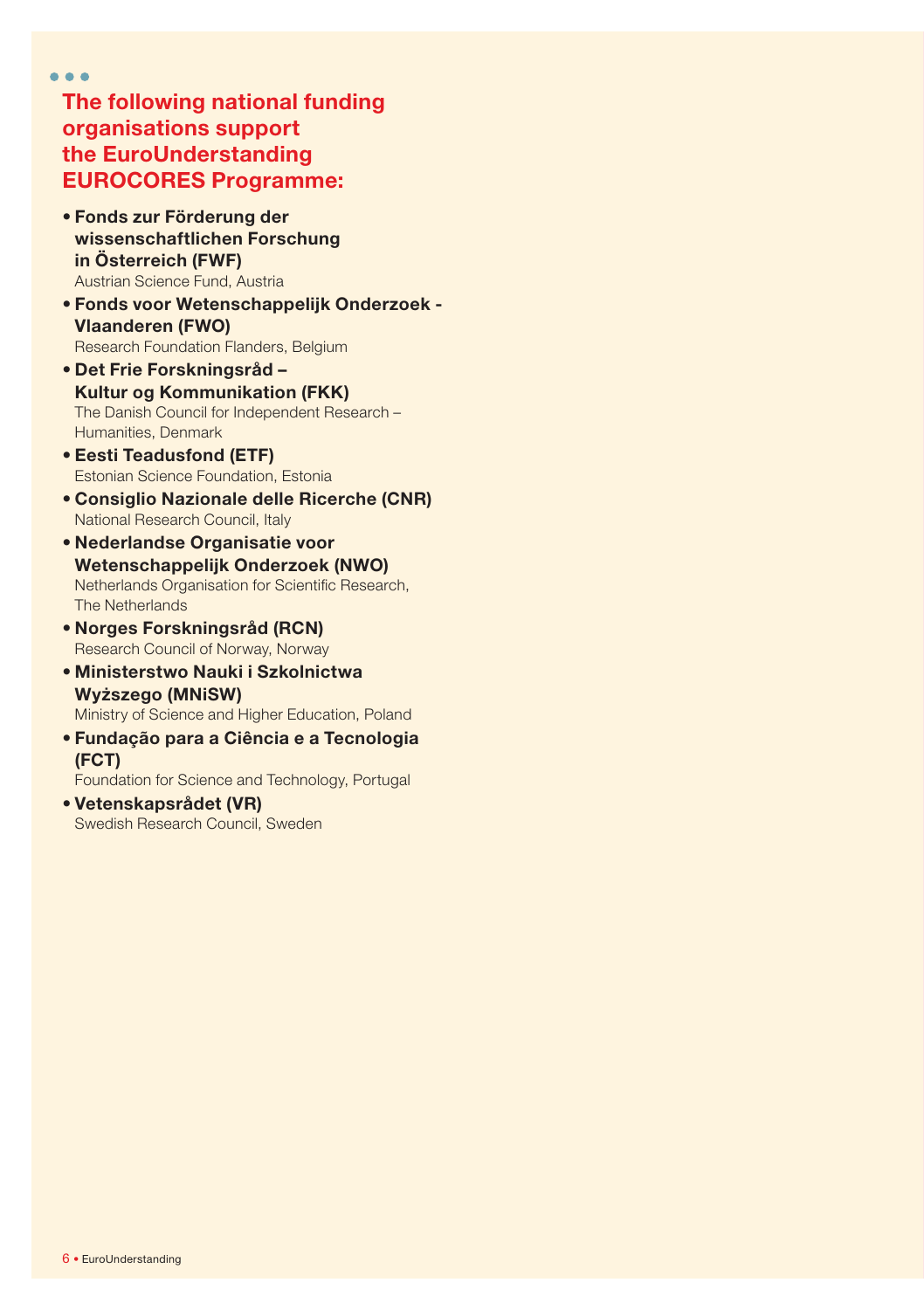## The following national funding organisations support the EuroUnderstanding EUROCORES Programme:

- **Fonds zur Förderung der wissenschaftlichen Forschung in Österreich (FWF)**
  Austrian Science Fund, Austria
- **Fonds voor Wetenschappelijk Onderzoek - Vlaanderen (FWO)**
  Research Foundation Flanders, Belgium
- **Det Frie Forskningsråd – Kultur og Kommunikation (FKK)**
  The Danish Council for Independent Research – Humanities, Denmark
- **Eesti Teadusfond (ETF)**
  Estonian Science Foundation, Estonia
- **Consiglio Nazionale delle Ricerche (CNR)**
  National Research Council, Italy
- **Nederlandse Organisatie voor Wetenschappelijk Onderzoek (NWO)**
  Netherlands Organisation for Scientific Research, The Netherlands
- **Norges Forskningsråd (RCN)**
  Research Council of Norway, Norway
- **Ministerstwo Nauki i Szkolnictwa Wyższego (MNiSW)**
  Ministry of Science and Higher Education, Poland
- **Fundação para a Ciência e a Tecnologia (FCT)**
  Foundation for Science and Technology, Portugal
- **Vetenskapsrådet (VR)**
  Swedish Research Council, Sweden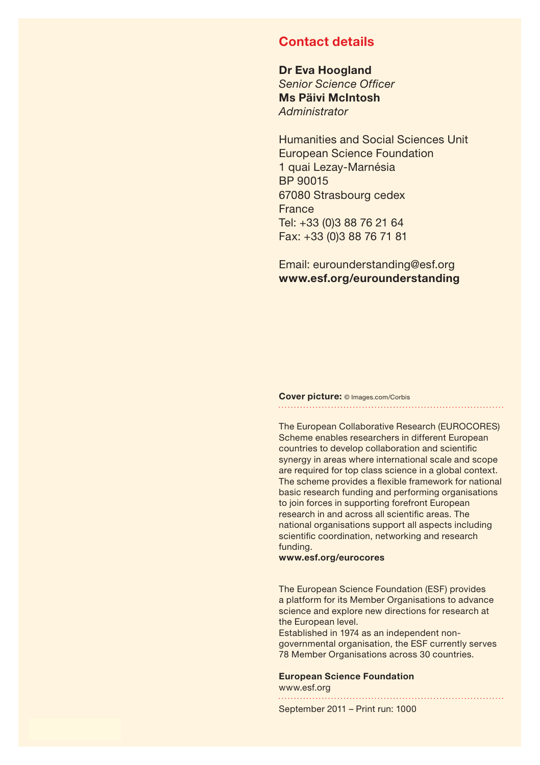## Contact details

**Dr Eva Hoogland**
*Senior Science Officer*
**Ms Päivi McIntosh**
*Administrator*

Humanities and Social Sciences Unit
European Science Foundation
1 quai Lezay-Marnésia
BP 90015
67080 Strasbourg cedex
France
Tel: +33 (0)3 88 76 21 64
Fax: +33 (0)3 88 76 71 81

Email: eurounderstanding@esf.org
**www.esf.org/eurounderstanding**

**Cover picture:** © Images.com/Corbis

The European Collaborative Research (EUROCORES) Scheme enables researchers in different European countries to develop collaboration and scientific synergy in areas where international scale and scope are required for top class science in a global context. The scheme provides a flexible framework for national basic research funding and performing organisations to join forces in supporting forefront European research in and across all scientific areas. The national organisations support all aspects including scientific coordination, networking and research funding.
**www.esf.org/eurocores**

The European Science Foundation (ESF) provides a platform for its Member Organisations to advance science and explore new directions for research at the European level.
Established in 1974 as an independent non-governmental organisation, the ESF currently serves 78 Member Organisations across 30 countries.

**European Science Foundation**
www.esf.org

September 2011 – Print run: 1000